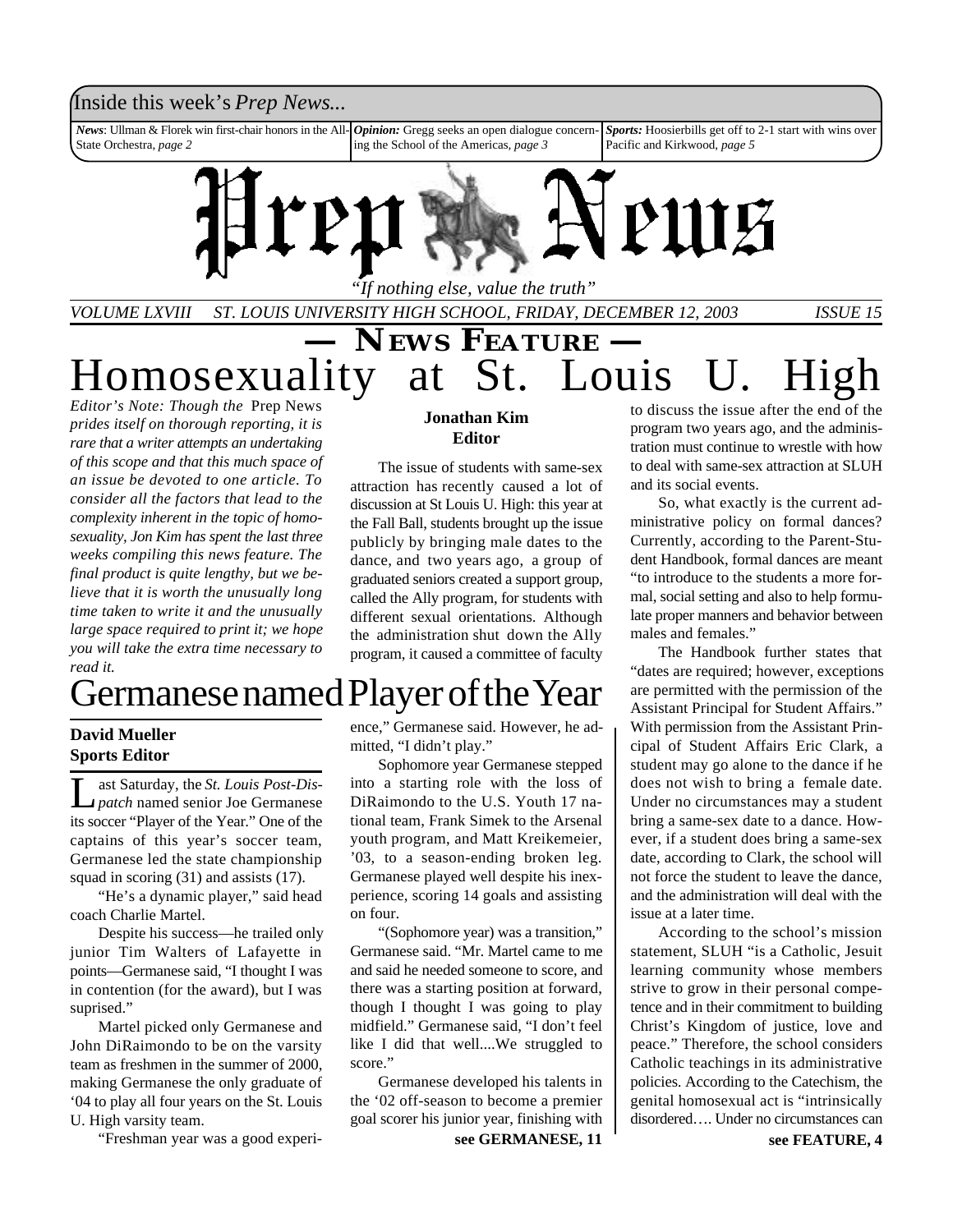Inside this week's *Prep News...*

***News***: Ullman & Florek win first-chair honors in the All-State Orchestra, *page 2*

***Opinion:*** Gregg seeks an open dialogue concerning the School of the Americas, *page 3*

***Sports:*** Hoosierbills get off to 2-1 start with wins over Pacific and Kirkwood, *page 5*

# Prep News

*"If nothing else, value the truth"*

*VOLUME LXVIII ST. LOUIS UNIVERSITY HIGH SCHOOL, FRIDAY, DECEMBER 12, 2003 ISSUE 15*

## — NEWS FEATURE —

# Homosexuality at St. Louis U. High

***Editor's Note:** Though the* Prep News *prides itself on thorough reporting, it is rare that a writer attempts an undertaking of this scope and that this much space of an issue be devoted to one article. To consider all the factors that lead to the complexity inherent in the topic of homosexuality, Jon Kim has spent the last three weeks compiling this news feature. The final product is quite lengthy, but we believe that it is worth the unusually long time taken to write it and the unusually large space required to print it; we hope you will take the extra time necessary to read it.*

**Jonathan Kim**
**Editor**

The issue of students with same-sex attraction has recently caused a lot of discussion at St Louis U. High: this year at the Fall Ball, students brought up the issue publicly by bringing male dates to the dance, and two years ago, a group of graduated seniors created a support group, called the Ally program, for students with different sexual orientations. Although the administration shut down the Ally program, it caused a committee of faculty to discuss the issue after the end of the program two years ago, and the administration must continue to wrestle with how to deal with same-sex attraction at SLUH and its social events.

So, what exactly is the current administrative policy on formal dances? Currently, according to the Parent-Student Handbook, formal dances are meant "to introduce to the students a more formal, social setting and also to help formulate proper manners and behavior between males and females."

The Handbook further states that "dates are required; however, exceptions are permitted with the permission of the Assistant Principal for Student Affairs." With permission from the Assistant Principal of Student Affairs Eric Clark, a student may go alone to the dance if he does not wish to bring a female date. Under no circumstances may a student bring a same-sex date to a dance. However, if a student does bring a same-sex date, according to Clark, the school will not force the student to leave the dance, and the administration will deal with the issue at a later time.

According to the school's mission statement, SLUH "is a Catholic, Jesuit learning community whose members strive to grow in their personal competence and in their commitment to building Christ's Kingdom of justice, love and peace." Therefore, the school considers Catholic teachings in its administrative policies. According to the Catechism, the genital homosexual act is "intrinsically disordered…. Under no circumstances can

**see FEATURE, 4**

# Germanese named Player of the Year

**David Mueller**
**Sports Editor**

Last Saturday, the *St. Louis Post-Dispatch* named senior Joe Germanese its soccer "Player of the Year." One of the captains of this year's soccer team, Germanese led the state championship squad in scoring (31) and assists (17).

"He's a dynamic player," said head coach Charlie Martel.

Despite his success—he trailed only junior Tim Walters of Lafayette in points—Germanese said, "I thought I was in contention (for the award), but I was suprised."

Martel picked only Germanese and John DiRaimondo to be on the varsity team as freshmen in the summer of 2000, making Germanese the only graduate of '04 to play all four years on the St. Louis U. High varsity team.

"Freshman year was a good experience," Germanese said. However, he admitted, "I didn't play."

Sophomore year Germanese stepped into a starting role with the loss of DiRaimondo to the U.S. Youth 17 national team, Frank Simek to the Arsenal youth program, and Matt Kreikemeier, '03, to a season-ending broken leg. Germanese played well despite his inexperience, scoring 14 goals and assisting on four.

"(Sophomore year) was a transition," Germanese said. "Mr. Martel came to me and said he needed someone to score, and there was a starting position at forward, though I thought I was going to play midfield." Germanese said, "I don't feel like I did that well....We struggled to score."

Germanese developed his talents in the '02 off-season to become a premier goal scorer his junior year, finishing with

**see GERMANESE, 11**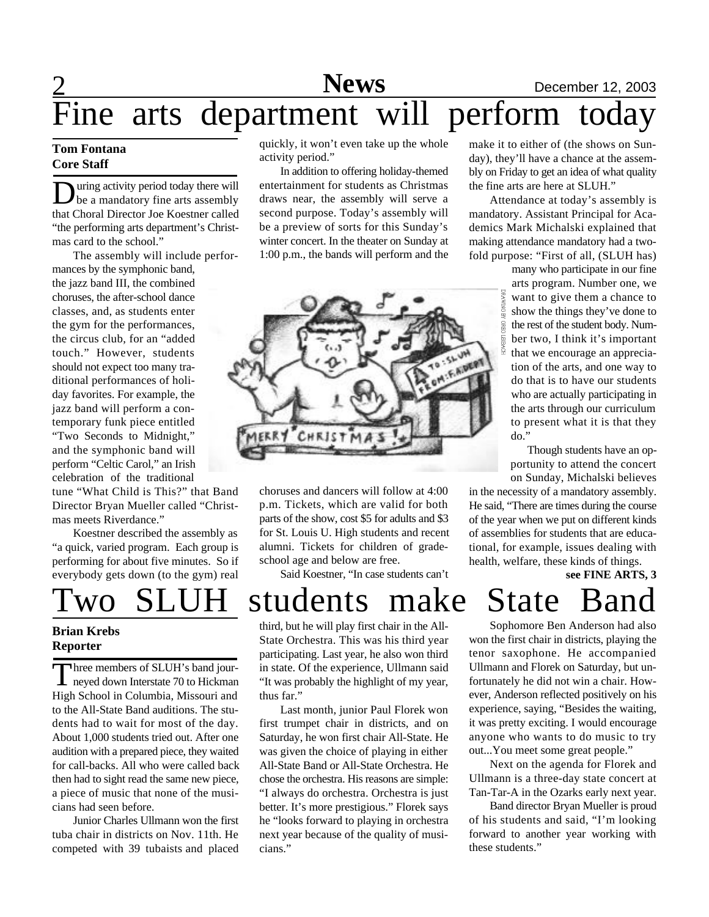# Fine arts department will perform today

**Tom Fontana**
**Core Staff**

During activity period today there will be a mandatory fine arts assembly that Choral Director Joe Koestner called "the performing arts department's Christmas card to the school."

The assembly will include performances by the symphonic band, the jazz band III, the combined choruses, the after-school dance classes, and, as students enter the gym for the performances, the circus club, for an "added touch." However, students should not expect too many traditional performances of holiday favorites. For example, the jazz band will perform a contemporary funk piece entitled "Two Seconds to Midnight," and the symphonic band will perform "Celtic Carol," an Irish celebration of the traditional tune "What Child is This?" that Band Director Bryan Mueller called "Christmas meets Riverdance."

Koestner described the assembly as "a quick, varied program. Each group is performing for about five minutes. So if everybody gets down (to the gym) real quickly, it won't even take up the whole activity period."

In addition to offering holiday-themed entertainment for students as Christmas draws near, the assembly will serve a second purpose. Today's assembly will be a preview of sorts for this Sunday's winter concert. In the theater on Sunday at 1:00 p.m., the bands will perform and the choruses and dancers will follow at 4:00 p.m. Tickets, which are valid for both parts of the show, cost $5 for adults and $3 for St. Louis U. High students and recent alumni. Tickets for children of grade-school age and below are free.

Said Koestner, "In case students can't make it to either of (the shows on Sunday), they'll have a chance at the assembly on Friday to get an idea of what quality the fine arts are here at SLUH."

Attendance at today's assembly is mandatory. Assistant Principal for Academics Mark Michalski explained that making attendance mandatory had a two-fold purpose: "First of all, (SLUH has) many who participate in our fine arts program. Number one, we want to give them a chance to show the things they've done to the rest of the student body. Number two, I think it's important that we encourage an appreciation of the arts, and one way to do that is to have our students who are actually participating in the arts through our curriculum to present what it is that they do."

Though students have an opportunity to attend the concert on Sunday, Michalski believes in the necessity of a mandatory assembly. He said, "There are times during the course of the year when we put on different kinds of assemblies for students that are educational, for example, issues dealing with health, welfare, these kinds of things.

**see FINE ARTS, 3**

DRAWING BY GREG LEIBACH

# Two SLUH students make State Band

**Brian Krebs**
**Reporter**

Three members of SLUH's band journeyed down Interstate 70 to Hickman High School in Columbia, Missouri and to the All-State Band auditions. The students had to wait for most of the day. About 1,000 students tried out. After one audition with a prepared piece, they waited for call-backs. All who were called back then had to sight read the same new piece, a piece of music that none of the musicians had seen before.

Junior Charles Ullmann won the first tuba chair in districts on Nov. 11th. He competed with 39 tubaists and placed third, but he will play first chair in the All-State Orchestra. This was his third year participating. Last year, he also won third in state. Of the experience, Ullmann said "It was probably the highlight of my year, thus far."

Last month, junior Paul Florek won first trumpet chair in districts, and on Saturday, he won first chair All-State. He was given the choice of playing in either All-State Band or All-State Orchestra. He chose the orchestra. His reasons are simple: "I always do orchestra. Orchestra is just better. It's more prestigious." Florek says he "looks forward to playing in orchestra next year because of the quality of musicians."

Sophomore Ben Anderson had also won the first chair in districts, playing the tenor saxophone. He accompanied Ullmann and Florek on Saturday, but unfortunately he did not win a chair. However, Anderson reflected positively on his experience, saying, "Besides the waiting, it was pretty exciting. I would encourage anyone who wants to do music to try out...You meet some great people."

Next on the agenda for Florek and Ullmann is a three-day state concert at Tan-Tar-A in the Ozarks early next year.

Band director Bryan Mueller is proud of his students and said, "I'm looking forward to another year working with these students."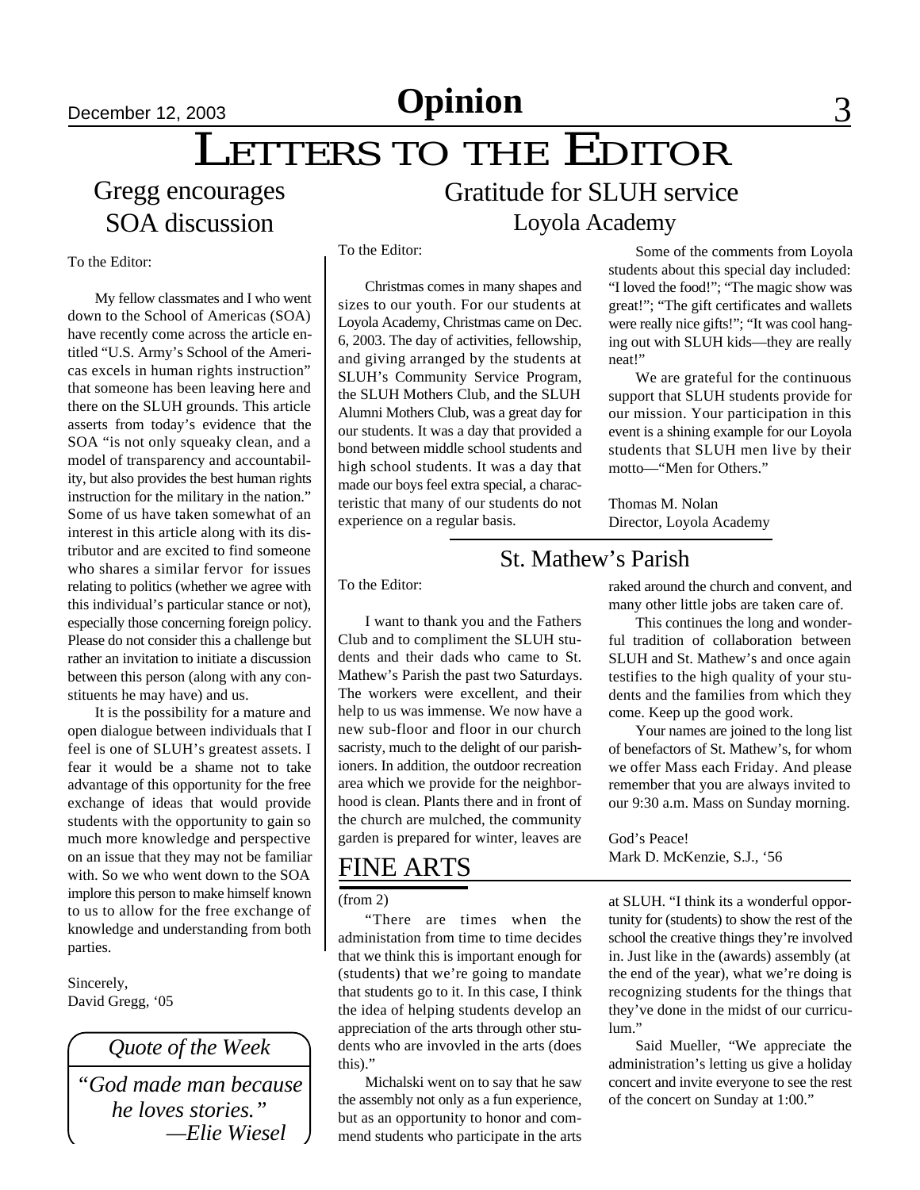# LETTERS TO THE EDITOR

## Gregg encourages SOA discussion

To the Editor:

My fellow classmates and I who went down to the School of Americas (SOA) have recently come across the article entitled "U.S. Army's School of the Americas excels in human rights instruction" that someone has been leaving here and there on the SLUH grounds. This article asserts from today's evidence that the SOA "is not only squeaky clean, and a model of transparency and accountability, but also provides the best human rights instruction for the military in the nation." Some of us have taken somewhat of an interest in this article along with its distributor and are excited to find someone who shares a similar fervor for issues relating to politics (whether we agree with this individual's particular stance or not), especially those concerning foreign policy. Please do not consider this a challenge but rather an invitation to initiate a discussion between this person (along with any constituents he may have) and us.

It is the possibility for a mature and open dialogue between individuals that I feel is one of SLUH's greatest assets. I fear it would be a shame not to take advantage of this opportunity for the free exchange of ideas that would provide students with the opportunity to gain so much more knowledge and perspective on an issue that they may not be familiar with. So we who went down to the SOA implore this person to make himself known to us to allow for the free exchange of knowledge and understanding from both parties.

Sincerely,
David Gregg, '05

*Quote of the Week*

*"God made man because he loves stories."*
*—Elie Wiesel*

## Gratitude for SLUH service

### Loyola Academy

To the Editor:

Christmas comes in many shapes and sizes to our youth. For our students at Loyola Academy, Christmas came on Dec. 6, 2003. The day of activities, fellowship, and giving arranged by the students at SLUH's Community Service Program, the SLUH Mothers Club, and the SLUH Alumni Mothers Club, was a great day for our students. It was a day that provided a bond between middle school students and high school students. It was a day that made our boys feel extra special, a characteristic that many of our students do not experience on a regular basis.

Some of the comments from Loyola students about this special day included: "I loved the food!"; "The magic show was great!"; "The gift certificates and wallets were really nice gifts!"; "It was cool hanging out with SLUH kids—they are really neat!"

We are grateful for the continuous support that SLUH students provide for our mission. Your participation in this event is a shining example for our Loyola students that SLUH men live by their motto—"Men for Others."

Thomas M. Nolan
Director, Loyola Academy

### St. Mathew's Parish

To the Editor:

I want to thank you and the Fathers Club and to compliment the SLUH students and their dads who came to St. Mathew's Parish the past two Saturdays. The workers were excellent, and their help to us was immense. We now have a new sub-floor and floor in our church sacristy, much to the delight of our parishioners. In addition, the outdoor recreation area which we provide for the neighborhood is clean. Plants there and in front of the church are mulched, the community garden is prepared for winter, leaves are raked around the church and convent, and many other little jobs are taken care of.

This continues the long and wonderful tradition of collaboration between SLUH and St. Mathew's and once again testifies to the high quality of your students and the families from which they come. Keep up the good work.

Your names are joined to the long list of benefactors of St. Mathew's, for whom we offer Mass each Friday. And please remember that you are always invited to our 9:30 a.m. Mass on Sunday morning.

God's Peace!
Mark D. McKenzie, S.J., '56

## FINE ARTS

(from 2)

"There are times when the administation from time to time decides that we think this is important enough for (students) that we're going to mandate that students go to it. In this case, I think the idea of helping students develop an appreciation of the arts through other students who are invovled in the arts (does this)."

Michalski went on to say that he saw the assembly not only as a fun experience, but as an opportunity to honor and commend students who participate in the arts at SLUH. "I think its a wonderful opportunity for (students) to show the rest of the school the creative things they're involved in. Just like in the (awards) assembly (at the end of the year), what we're doing is recognizing students for the things that they've done in the midst of our curriculum."

Said Mueller, "We appreciate the administration's letting us give a holiday concert and invite everyone to see the rest of the concert on Sunday at 1:00."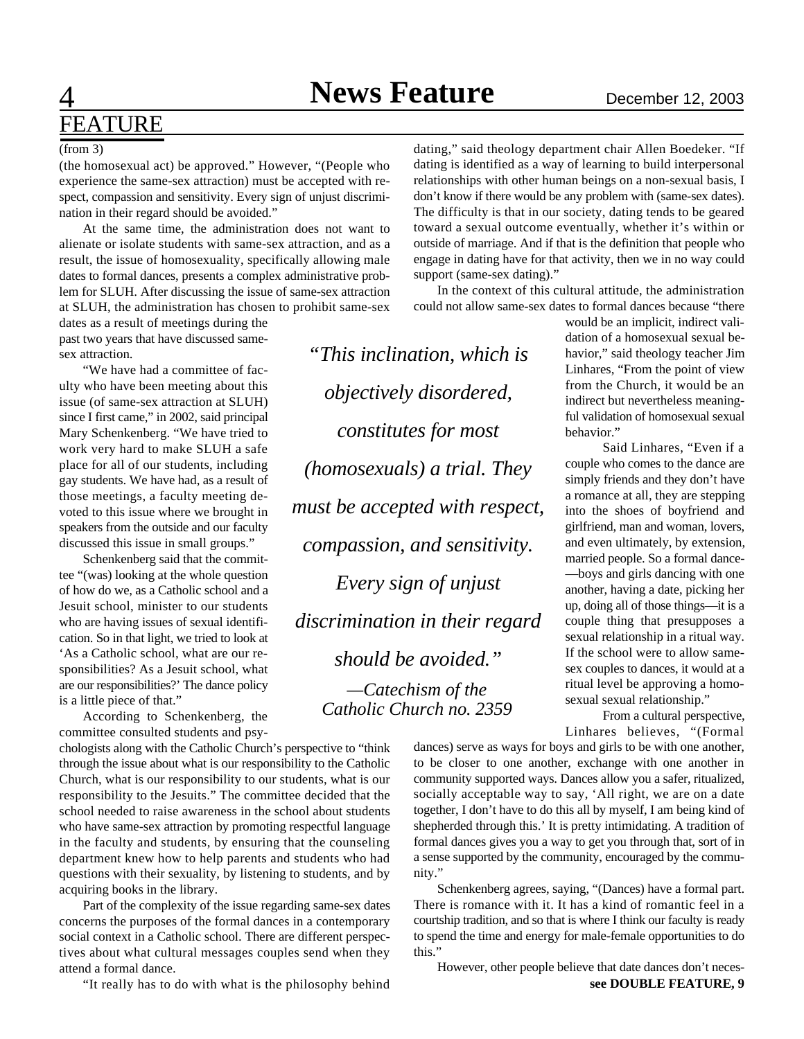(from 3)

(the homosexual act) be approved." However, "(People who experience the same-sex attraction) must be accepted with respect, compassion and sensitivity. Every sign of unjust discrimination in their regard should be avoided."

At the same time, the administration does not want to alienate or isolate students with same-sex attraction, and as a result, the issue of homosexuality, specifically allowing male dates to formal dances, presents a complex administrative problem for SLUH. After discussing the issue of same-sex attraction at SLUH, the administration has chosen to prohibit same-sex dates as a result of meetings during the past two years that have discussed same-sex attraction.

"We have had a committee of faculty who have been meeting about this issue (of same-sex attraction at SLUH) since I first came," in 2002, said principal Mary Schenkenberg. "We have tried to work very hard to make SLUH a safe place for all of our students, including gay students. We have had, as a result of those meetings, a faculty meeting devoted to this issue where we brought in speakers from the outside and our faculty discussed this issue in small groups."

Schenkenberg said that the committee "(was) looking at the whole question of how do we, as a Catholic school and a Jesuit school, minister to our students who are having issues of sexual identification. So in that light, we tried to look at 'As a Catholic school, what are our responsibilities? As a Jesuit school, what are our responsibilities?' The dance policy is a little piece of that."

According to Schenkenberg, the committee consulted students and psychologists along with the Catholic Church's perspective to "think through the issue about what is our responsibility to the Catholic Church, what is our responsibility to our students, what is our responsibility to the Jesuits." The committee decided that the school needed to raise awareness in the school about students who have same-sex attraction by promoting respectful language in the faculty and students, by ensuring that the counseling department knew how to help parents and students who had questions with their sexuality, by listening to students, and by acquiring books in the library.

Part of the complexity of the issue regarding same-sex dates concerns the purposes of the formal dances in a contemporary social context in a Catholic school. There are different perspectives about what cultural messages couples send when they attend a formal dance.

"It really has to do with what is the philosophy behind dating," said theology department chair Allen Boedeker. "If dating is identified as a way of learning to build interpersonal relationships with other human beings on a non-sexual basis, I don't know if there would be any problem with (same-sex dates). The difficulty is that in our society, dating tends to be geared toward a sexual outcome eventually, whether it's within or outside of marriage. And if that is the definition that people who engage in dating have for that activity, then we in no way could support (same-sex dating)."

In the context of this cultural attitude, the administration could not allow same-sex dates to formal dances because "there would be an implicit, indirect validation of a homosexual sexual behavior," said theology teacher Jim Linhares, "From the point of view from the Church, it would be an indirect but nevertheless meaningful validation of homosexual sexual behavior."

Said Linhares, "Even if a couple who comes to the dance are simply friends and they don't have a romance at all, they are stepping into the shoes of boyfriend and girlfriend, man and woman, lovers, and even ultimately, by extension, married people. So a formal dance—boys and girls dancing with one another, having a date, picking her up, doing all of those things—it is a couple thing that presupposes a sexual relationship in a ritual way. If the school were to allow same-sex couples to dances, it would at a ritual level be approving a homosexual sexual relationship."

> *"This inclination, which is objectively disordered, constitutes for most (homosexuals) a trial. They must be accepted with respect, compassion, and sensitivity. Every sign of unjust discrimination in their regard should be avoided."*
>
> *—Catechism of the Catholic Church no. 2359*

From a cultural perspective, Linhares believes, "(Formal dances) serve as ways for boys and girls to be with one another, to be closer to one another, exchange with one another in community supported ways. Dances allow you a safer, ritualized, socially acceptable way to say, 'All right, we are on a date together, I don't have to do this all by myself, I am being kind of shepherded through this.' It is pretty intimidating. A tradition of formal dances gives you a way to get you through that, sort of in a sense supported by the community, encouraged by the community."

Schenkenberg agrees, saying, "(Dances) have a formal part. There is romance with it. It has a kind of romantic feel in a courtship tradition, and so that is where I think our faculty is ready to spend the time and energy for male-female opportunities to do this."

However, other people believe that date dances don't neces-

**see DOUBLE FEATURE, 9**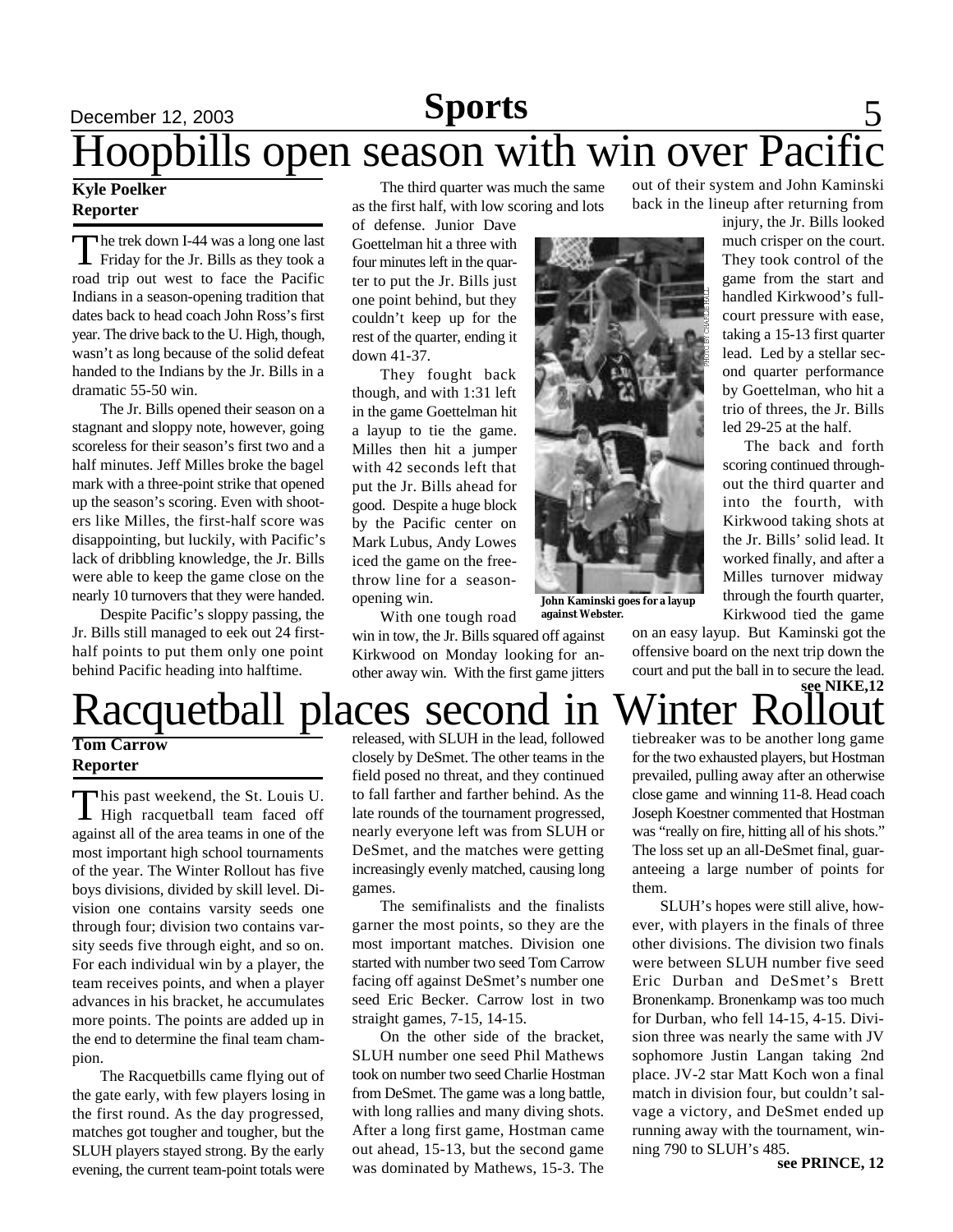# Hoopbills open season with win over Pacific

**Kyle Poelker**
**Reporter**

The trek down I-44 was a long one last Friday for the Jr. Bills as they took a road trip out west to face the Pacific Indians in a season-opening tradition that dates back to head coach John Ross's first year. The drive back to the U. High, though, wasn't as long because of the solid defeat handed to the Indians by the Jr. Bills in a dramatic 55-50 win.

The Jr. Bills opened their season on a stagnant and sloppy note, however, going scoreless for their season's first two and a half minutes. Jeff Milles broke the bagel mark with a three-point strike that opened up the season's scoring. Even with shooters like Milles, the first-half score was disappointing, but luckily, with Pacific's lack of dribbling knowledge, the Jr. Bills were able to keep the game close on the nearly 10 turnovers that they were handed.

Despite Pacific's sloppy passing, the Jr. Bills still managed to eek out 24 first-half points to put them only one point behind Pacific heading into halftime.

The third quarter was much the same as the first half, with low scoring and lots of defense. Junior Dave Goettelman hit a three with four minutes left in the quarter to put the Jr. Bills just one point behind, but they couldn't keep up for the rest of the quarter, ending it down 41-37.

They fought back though, and with 1:31 left in the game Goettelman hit a layup to tie the game. Milles then hit a jumper with 42 seconds left that put the Jr. Bills ahead for good. Despite a huge block by the Pacific center on Mark Lubus, Andy Lowes iced the game on the free-throw line for a season-opening win.

With one tough road win in tow, the Jr. Bills squared off against Kirkwood on Monday looking for another away win. With the first game jitters out of their system and John Kaminski back in the lineup after returning from injury, the Jr. Bills looked much crisper on the court. They took control of the game from the start and handled Kirkwood's full-court pressure with ease, taking a 15-13 first quarter lead. Led by a stellar second quarter performance by Goettelman, who hit a trio of threes, the Jr. Bills led 29-25 at the half.

The back and forth scoring continued throughout the third quarter and into the fourth, with Kirkwood taking shots at the Jr. Bills' solid lead. It worked finally, and after a Milles turnover midway through the fourth quarter, Kirkwood tied the game on an easy layup. But Kaminski got the offensive board on the next trip down the court and put the ball in to secure the lead.

PHOTO BY CHARLIE HALL

**John Kaminski goes for a layup against Webster.**

**see NIKE,12**

# Racquetball places second in Winter Rollout

**Tom Carrow**
**Reporter**

This past weekend, the St. Louis U. High racquetball team faced off against all of the area teams in one of the most important high school tournaments of the year. The Winter Rollout has five boys divisions, divided by skill level. Division one contains varsity seeds one through four; division two contains varsity seeds five through eight, and so on. For each individual win by a player, the team receives points, and when a player advances in his bracket, he accumulates more points. The points are added up in the end to determine the final team champion.

The Racquetbills came flying out of the gate early, with few players losing in the first round. As the day progressed, matches got tougher and tougher, but the SLUH players stayed strong. By the early evening, the current team-point totals were released, with SLUH in the lead, followed closely by DeSmet. The other teams in the field posed no threat, and they continued to fall farther and farther behind. As the late rounds of the tournament progressed, nearly everyone left was from SLUH or DeSmet, and the matches were getting increasingly evenly matched, causing long games.

The semifinalists and the finalists garner the most points, so they are the most important matches. Division one started with number two seed Tom Carrow facing off against DeSmet's number one seed Eric Becker. Carrow lost in two straight games, 7-15, 14-15.

On the other side of the bracket, SLUH number one seed Phil Mathews took on number two seed Charlie Hostman from DeSmet. The game was a long battle, with long rallies and many diving shots. After a long first game, Hostman came out ahead, 15-13, but the second game was dominated by Mathews, 15-3. The tiebreaker was to be another long game for the two exhausted players, but Hostman prevailed, pulling away after an otherwise close game and winning 11-8. Head coach Joseph Koestner commented that Hostman was "really on fire, hitting all of his shots." The loss set up an all-DeSmet final, guaranteeing a large number of points for them.

SLUH's hopes were still alive, however, with players in the finals of three other divisions. The division two finals were between SLUH number five seed Eric Durban and DeSmet's Brett Bronenkamp. Bronenkamp was too much for Durban, who fell 14-15, 4-15. Division three was nearly the same with JV sophomore Justin Langan taking 2nd place. JV-2 star Matt Koch won a final match in division four, but couldn't salvage a victory, and DeSmet ended up running away with the tournament, winning 790 to SLUH's 485.

**see PRINCE, 12**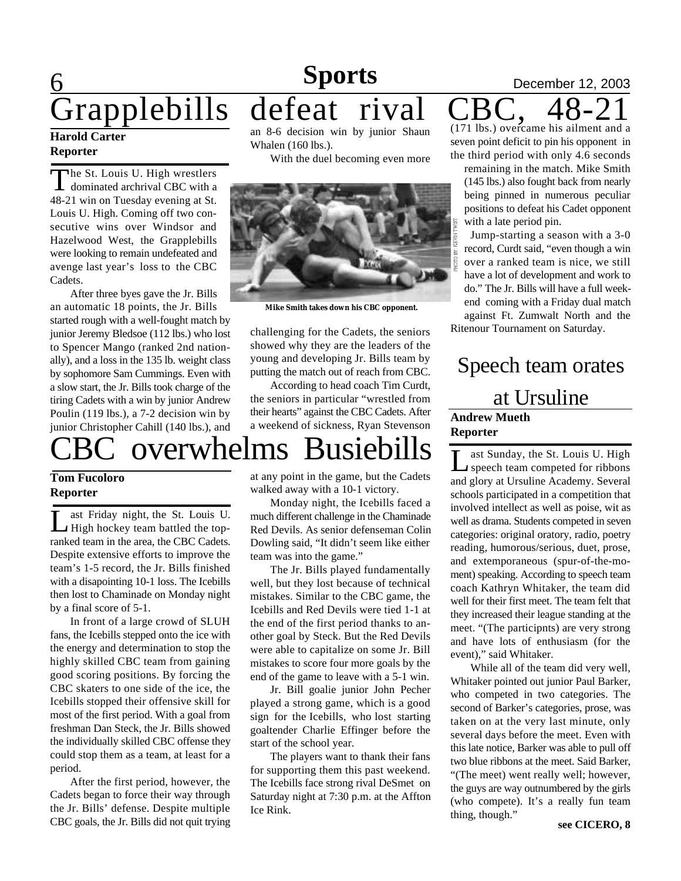# Grapplebills defeat rival CBC, 48-21

**Harold Carter**
**Reporter**

The St. Louis U. High wrestlers dominated archrival CBC with a 48-21 win on Tuesday evening at St. Louis U. High. Coming off two consecutive wins over Windsor and Hazelwood West, the Grapplebills were looking to remain undefeated and avenge last year's loss to the CBC Cadets.

After three byes gave the Jr. Bills an automatic 18 points, the Jr. Bills started rough with a well-fought match by junior Jeremy Bledsoe (112 lbs.) who lost to Spencer Mango (ranked 2nd nationally), and a loss in the 135 lb. weight class by sophomore Sam Cummings. Even with a slow start, the Jr. Bills took charge of the tiring Cadets with a win by junior Andrew Poulin (119 lbs.), a 7-2 decision win by junior Christopher Cahill (140 lbs.), and an 8-6 decision win by junior Shaun Whalen (160 lbs.).

With the duel becoming even more challenging for the Cadets, the seniors showed why they are the leaders of the young and developing Jr. Bills team by putting the match out of reach from CBC.

Mike Smith takes down his CBC opponent.

According to head coach Tim Curdt, the seniors in particular "wrestled from their hearts" against the CBC Cadets. After a weekend of sickness, Ryan Stevenson (171 lbs.) overcame his ailment and a seven point deficit to pin his opponent in the third period with only 4.6 seconds remaining in the match. Mike Smith (145 lbs.) also fought back from nearly being pinned in numerous peculiar positions to defeat his Cadet opponent with a late period pin.

Jump-starting a season with a 3-0 record, Curdt said, "even though a win over a ranked team is nice, we still have a lot of development and work to do." The Jr. Bills will have a full weekend coming with a Friday dual match against Ft. Zumwalt North and the Ritenour Tournament on Saturday.

# CBC overwhelms Busiebills

**Tom Fucoloro**
**Reporter**

Last Friday night, the St. Louis U. High hockey team battled the top-ranked team in the area, the CBC Cadets. Despite extensive efforts to improve the team's 1-5 record, the Jr. Bills finished with a disapointing 10-1 loss. The Icebills then lost to Chaminade on Monday night by a final score of 5-1.

In front of a large crowd of SLUH fans, the Icebills stepped onto the ice with the energy and determination to stop the highly skilled CBC team from gaining good scoring positions. By forcing the CBC skaters to one side of the ice, the Icebills stopped their offensive skill for most of the first period. With a goal from freshman Dan Steck, the Jr. Bills showed the individually skilled CBC offense they could stop them as a team, at least for a period.

After the first period, however, the Cadets began to force their way through the Jr. Bills' defense. Despite multiple CBC goals, the Jr. Bills did not quit trying at any point in the game, but the Cadets walked away with a 10-1 victory.

Monday night, the Icebills faced a much different challenge in the Chaminade Red Devils. As senior defenseman Colin Dowling said, "It didn't seem like either team was into the game."

The Jr. Bills played fundamentally well, but they lost because of technical mistakes. Similar to the CBC game, the Icebills and Red Devils were tied 1-1 at the end of the first period thanks to another goal by Steck. But the Red Devils were able to capitalize on some Jr. Bill mistakes to score four more goals by the end of the game to leave with a 5-1 win.

Jr. Bill goalie junior John Pecher played a strong game, which is a good sign for the Icebills, who lost starting goaltender Charlie Effinger before the start of the school year.

The players want to thank their fans for supporting them this past weekend. The Icebills face strong rival DeSmet on Saturday night at 7:30 p.m. at the Affton Ice Rink.

# Speech team orates at Ursuline

**Andrew Mueth**
**Reporter**

Last Sunday, the St. Louis U. High speech team competed for ribbons and glory at Ursuline Academy. Several schools participated in a competition that involved intellect as well as poise, wit as well as drama. Students competed in seven categories: original oratory, radio, poetry reading, humorous/serious, duet, prose, and extemporaneous (spur-of-the-moment) speaking. According to speech team coach Kathryn Whitaker, the team did well for their first meet. The team felt that they increased their league standing at the meet. "(The participnts) are very strong and have lots of enthusiasm (for the event)," said Whitaker.

While all of the team did very well, Whitaker pointed out junior Paul Barker, who competed in two categories. The second of Barker's categories, prose, was taken on at the very last minute, only several days before the meet. Even with this late notice, Barker was able to pull off two blue ribbons at the meet. Said Barker, "(The meet) went really well; however, the guys are way outnumbered by the girls (who compete). It's a really fun team thing, though."

**see CICERO, 8**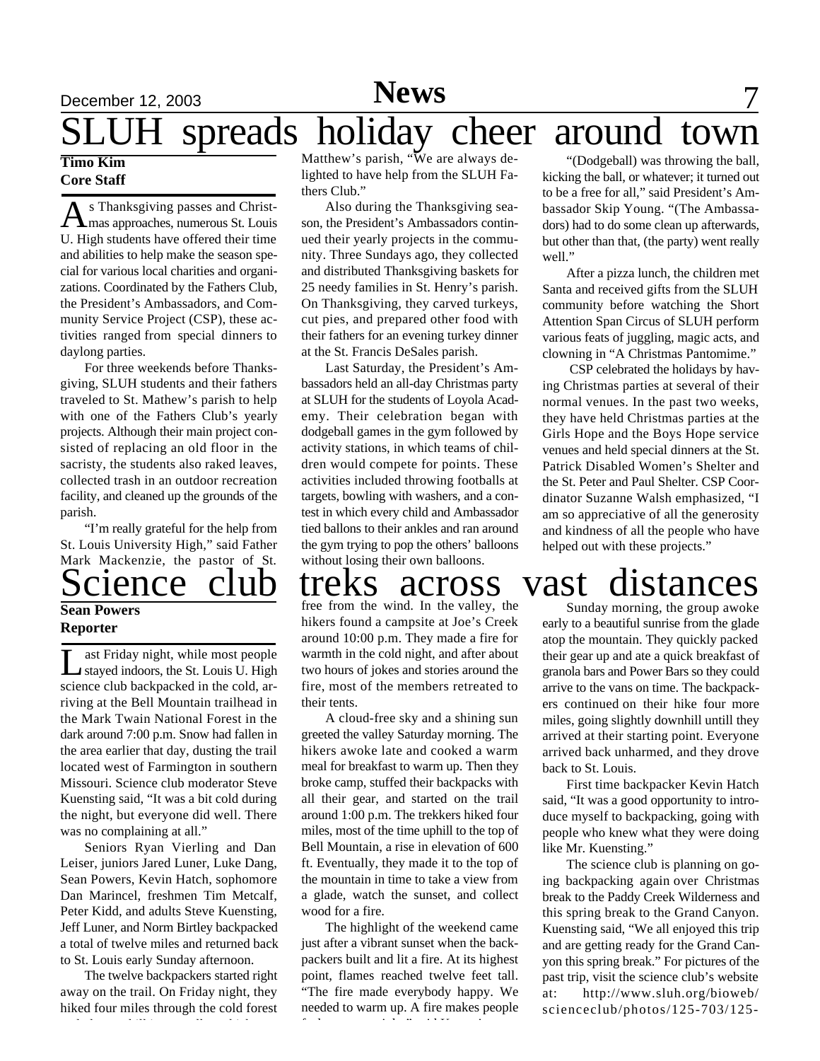# SLUH spreads holiday cheer around town

**Timo Kim**
**Core Staff**

As Thanksgiving passes and Christmas approaches, numerous St. Louis U. High students have offered their time and abilities to help make the season special for various local charities and organizations. Coordinated by the Fathers Club, the President's Ambassadors, and Community Service Project (CSP), these activities ranged from special dinners to daylong parties.

For three weekends before Thanksgiving, SLUH students and their fathers traveled to St. Mathew's parish to help with one of the Fathers Club's yearly projects. Although their main project consisted of replacing an old floor in the sacristy, the students also raked leaves, collected trash in an outdoor recreation facility, and cleaned up the grounds of the parish.

"I'm really grateful for the help from St. Louis University High," said Father Mark Mackenzie, the pastor of St. Matthew's parish, "We are always delighted to have help from the SLUH Fathers Club."

Also during the Thanksgiving season, the President's Ambassadors continued their yearly projects in the community. Three Sundays ago, they collected and distributed Thanksgiving baskets for 25 needy families in St. Henry's parish. On Thanksgiving, they carved turkeys, cut pies, and prepared other food with their fathers for an evening turkey dinner at the St. Francis DeSales parish.

Last Saturday, the President's Ambassadors held an all-day Christmas party at SLUH for the students of Loyola Academy. Their celebration began with dodgeball games in the gym followed by activity stations, in which teams of children would compete for points. These activities included throwing footballs at targets, bowling with washers, and a contest in which every child and Ambassador tied ballons to their ankles and ran around the gym trying to pop the others' balloons without losing their own balloons.

"(Dodgeball) was throwing the ball, kicking the ball, or whatever; it turned out to be a free for all," said President's Ambassador Skip Young. "(The Ambassadors) had to do some clean up afterwards, but other than that, (the party) went really well."

After a pizza lunch, the children met Santa and received gifts from the SLUH community before watching the Short Attention Span Circus of SLUH perform various feats of juggling, magic acts, and clowning in "A Christmas Pantomime."

CSP celebrated the holidays by having Christmas parties at several of their normal venues. In the past two weeks, they have held Christmas parties at the Girls Hope and the Boys Hope service venues and held special dinners at the St. Patrick Disabled Women's Shelter and the St. Peter and Paul Shelter. CSP Coordinator Suzanne Walsh emphasized, "I am so appreciative of all the generosity and kindness of all the people who have helped out with these projects."

# Science club treks across vast distances

**Sean Powers**
**Reporter**

Last Friday night, while most people stayed indoors, the St. Louis U. High science club backpacked in the cold, arriving at the Bell Mountain trailhead in the Mark Twain National Forest in the dark around 7:00 p.m. Snow had fallen in the area earlier that day, dusting the trail located west of Farmington in southern Missouri. Science club moderator Steve Kuensting said, "It was a bit cold during the night, but everyone did well. There was no complaining at all."

Seniors Ryan Vierling and Dan Leiser, juniors Jared Luner, Luke Dang, Sean Powers, Kevin Hatch, sophomore Dan Marincel, freshmen Tim Metcalf, Peter Kidd, and adults Steve Kuensting, Jeff Luner, and Norm Birtley backpacked a total of twelve miles and returned back to St. Louis early Sunday afternoon.

The twelve backpackers started right away on the trail. On Friday night, they hiked four miles through the cold forest and down a hill into a valley which was free from the wind. In the valley, the hikers found a campsite at Joe's Creek around 10:00 p.m. They made a fire for warmth in the cold night, and after about two hours of jokes and stories around the fire, most of the members retreated to their tents.

A cloud-free sky and a shining sun greeted the valley Saturday morning. The hikers awoke late and cooked a warm meal for breakfast to warm up. Then they broke camp, stuffed their backpacks with all their gear, and started on the trail around 1:00 p.m. The trekkers hiked four miles, most of the time uphill to the top of Bell Mountain, a rise in elevation of 600 ft. Eventually, they made it to the top of the mountain in time to take a view from a glade, watch the sunset, and collect wood for a fire.

The highlight of the weekend came just after a vibrant sunset when the backpackers built and lit a fire. At its highest point, flames reached twelve feet tall. "The fire made everybody happy. We needed to warm up. A fire makes people feel more social," said Kuensting.

Sunday morning, the group awoke early to a beautiful sunrise from the glade atop the mountain. They quickly packed their gear up and ate a quick breakfast of granola bars and Power Bars so they could arrive to the vans on time. The backpackers continued on their hike four more miles, going slightly downhill untill they arrived at their starting point. Everyone arrived back unharmed, and they drove back to St. Louis.

First time backpacker Kevin Hatch said, "It was a good opportunity to introduce myself to backpacking, going with people who knew what they were doing like Mr. Kuensting."

The science club is planning on going backpacking again over Christmas break to the Paddy Creek Wilderness and this spring break to the Grand Canyon. Kuensting said, "We all enjoyed this trip and are getting ready for the Grand Canyon this spring break." For pictures of the past trip, visit the science club's website at: http://www.sluh.org/bioweb/scienceclub/photos/125-703/125-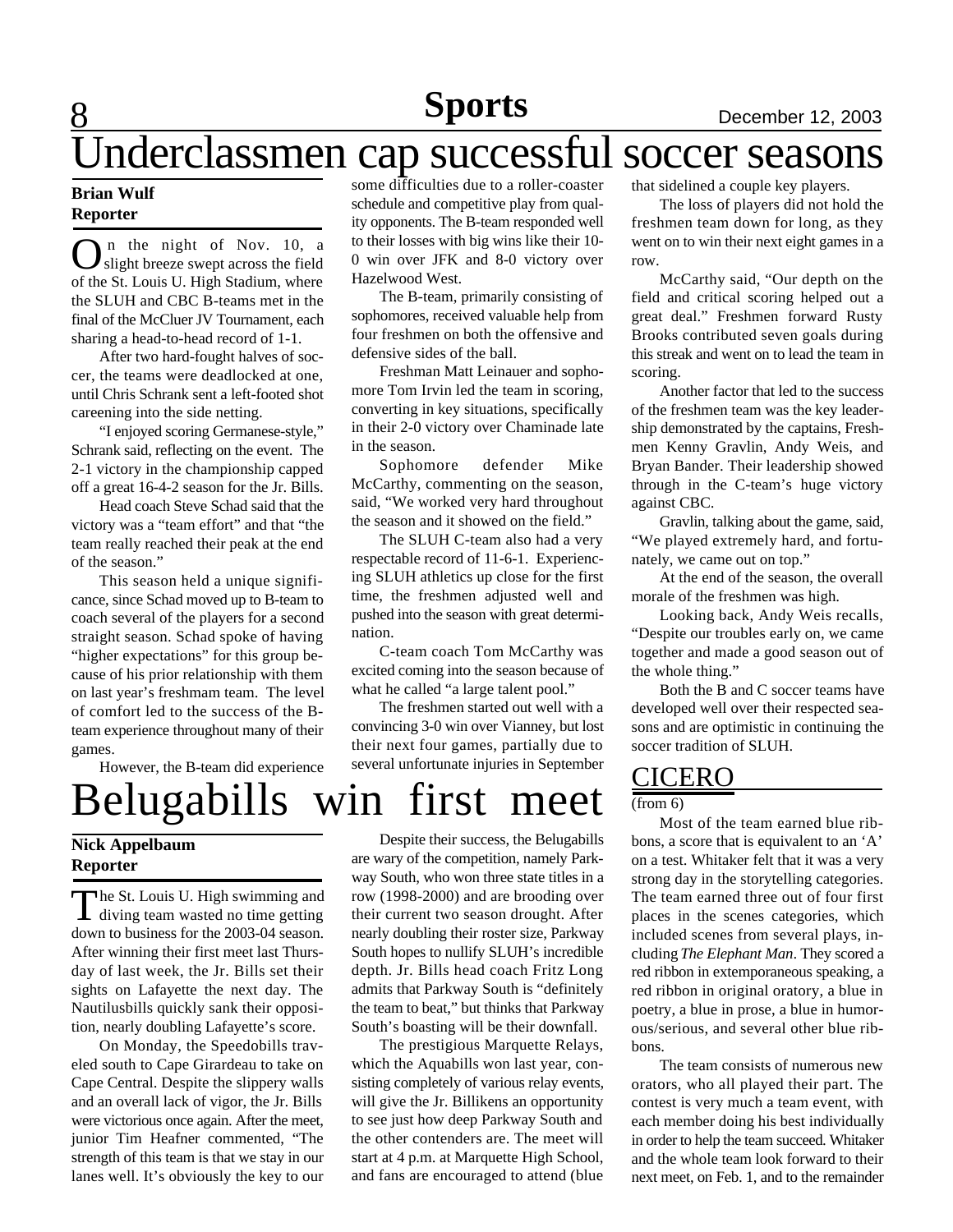# Underclassmen cap successful soccer seasons

**Brian Wulf**
**Reporter**

On the night of Nov. 10, a slight breeze swept across the field of the St. Louis U. High Stadium, where the SLUH and CBC B-teams met in the final of the McCluer JV Tournament, each sharing a head-to-head record of 1-1.

After two hard-fought halves of soccer, the teams were deadlocked at one, until Chris Schrank sent a left-footed shot careening into the side netting.

"I enjoyed scoring Germanese-style," Schrank said, reflecting on the event. The 2-1 victory in the championship capped off a great 16-4-2 season for the Jr. Bills.

Head coach Steve Schad said that the victory was a "team effort" and that "the team really reached their peak at the end of the season."

This season held a unique significance, since Schad moved up to B-team to coach several of the players for a second straight season. Schad spoke of having "higher expectations" for this group because of his prior relationship with them on last year's freshmam team. The level of comfort led to the success of the B-team experience throughout many of their games.

However, the B-team did experience some difficulties due to a roller-coaster schedule and competitive play from quality opponents. The B-team responded well to their losses with big wins like their 10-0 win over JFK and 8-0 victory over Hazelwood West.

The B-team, primarily consisting of sophomores, received valuable help from four freshmen on both the offensive and defensive sides of the ball.

Freshman Matt Leinauer and sophomore Tom Irvin led the team in scoring, converting in key situations, specifically in their 2-0 victory over Chaminade late in the season.

Sophomore defender Mike McCarthy, commenting on the season, said, "We worked very hard throughout the season and it showed on the field."

The SLUH C-team also had a very respectable record of 11-6-1. Experiencing SLUH athletics up close for the first time, the freshmen adjusted well and pushed into the season with great determination.

C-team coach Tom McCarthy was excited coming into the season because of what he called "a large talent pool."

The freshmen started out well with a convincing 3-0 win over Vianney, but lost their next four games, partially due to several unfortunate injuries in September that sidelined a couple key players.

The loss of players did not hold the freshmen team down for long, as they went on to win their next eight games in a row.

McCarthy said, "Our depth on the field and critical scoring helped out a great deal." Freshmen forward Rusty Brooks contributed seven goals during this streak and went on to lead the team in scoring.

Another factor that led to the success of the freshmen team was the key leadership demonstrated by the captains, Freshmen Kenny Gravlin, Andy Weis, and Bryan Bander. Their leadership showed through in the C-team's huge victory against CBC.

Gravlin, talking about the game, said, "We played extremely hard, and fortunately, we came out on top."

At the end of the season, the overall morale of the freshmen was high.

Looking back, Andy Weis recalls, "Despite our troubles early on, we came together and made a good season out of the whole thing."

Both the B and C soccer teams have developed well over their respected seasons and are optimistic in continuing the soccer tradition of SLUH.

# Belugabills win first meet

**Nick Appelbaum**
**Reporter**

The St. Louis U. High swimming and diving team wasted no time getting down to business for the 2003-04 season. After winning their first meet last Thursday of last week, the Jr. Bills set their sights on Lafayette the next day. The Nautilusbills quickly sank their opposition, nearly doubling Lafayette's score.

On Monday, the Speedobills traveled south to Cape Girardeau to take on Cape Central. Despite the slippery walls and an overall lack of vigor, the Jr. Bills were victorious once again. After the meet, junior Tim Heafner commented, "The strength of this team is that we stay in our lanes well. It's obviously the key to our

Despite their success, the Belugabills are wary of the competition, namely Parkway South, who won three state titles in a row (1998-2000) and are brooding over their current two season drought. After nearly doubling their roster size, Parkway South hopes to nullify SLUH's incredible depth. Jr. Bills head coach Fritz Long admits that Parkway South is "definitely the team to beat," but thinks that Parkway South's boasting will be their downfall.

The prestigious Marquette Relays, which the Aquabills won last year, consisting completely of various relay events, will give the Jr. Billikens an opportunity to see just how deep Parkway South and the other contenders are. The meet will start at 4 p.m. at Marquette High School, and fans are encouraged to attend (blue

## CICERO

(from 6)

Most of the team earned blue ribbons, a score that is equivalent to an 'A' on a test. Whitaker felt that it was a very strong day in the storytelling categories. The team earned three out of four first places in the scenes categories, which included scenes from several plays, including *The Elephant Man*. They scored a red ribbon in extemporaneous speaking, a red ribbon in original oratory, a blue in poetry, a blue in prose, a blue in humorous/serious, and several other blue ribbons.

The team consists of numerous new orators, who all played their part. The contest is very much a team event, with each member doing his best individually in order to help the team succeed. Whitaker and the whole team look forward to their next meet, on Feb. 1, and to the remainder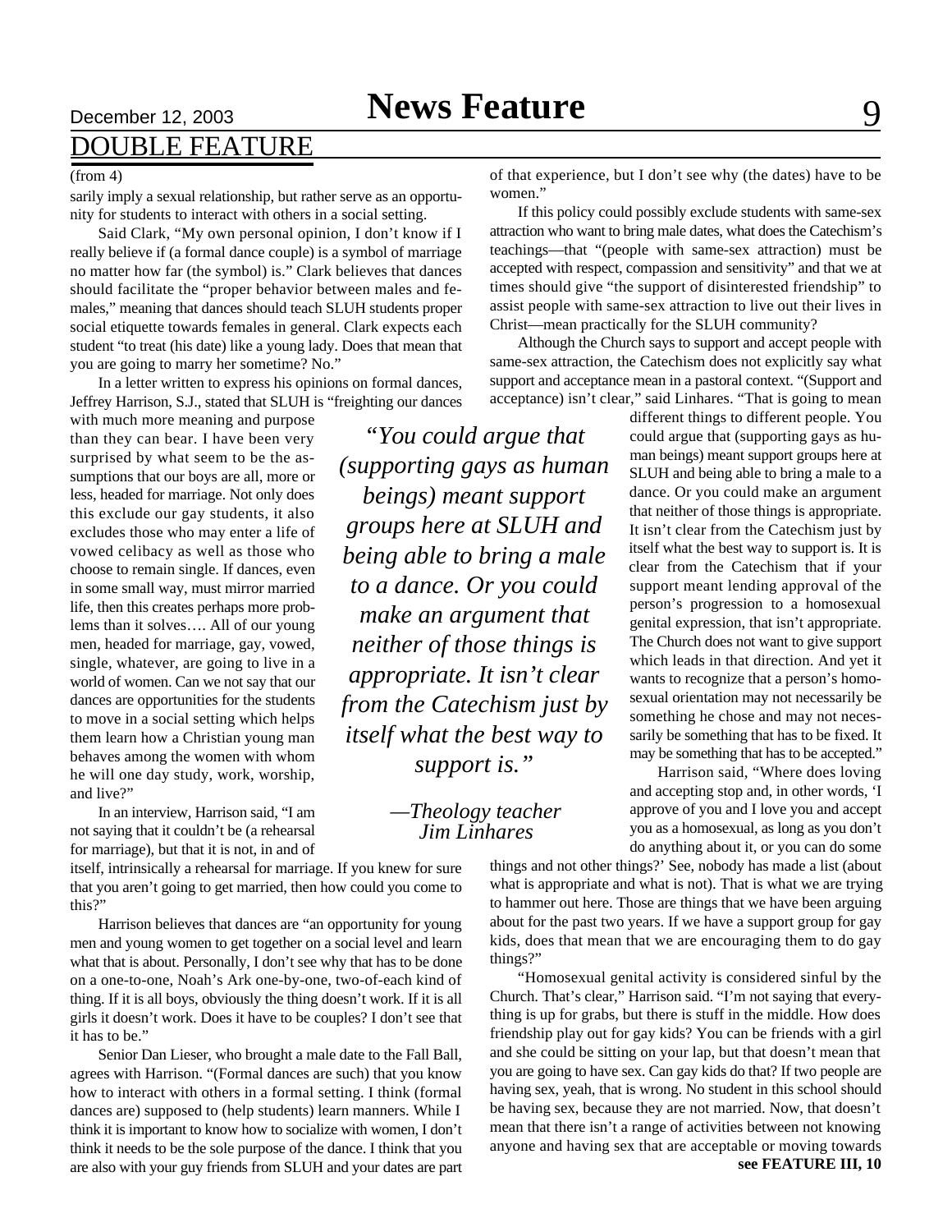## DOUBLE FEATURE

(from 4)

sarily imply a sexual relationship, but rather serve as an opportunity for students to interact with others in a social setting.

Said Clark, "My own personal opinion, I don't know if I really believe if (a formal dance couple) is a symbol of marriage no matter how far (the symbol) is." Clark believes that dances should facilitate the "proper behavior between males and females," meaning that dances should teach SLUH students proper social etiquette towards females in general. Clark expects each student "to treat (his date) like a young lady. Does that mean that you are going to marry her sometime? No."

In a letter written to express his opinions on formal dances, Jeffrey Harrison, S.J., stated that SLUH is "freighting our dances with much more meaning and purpose than they can bear. I have been very surprised by what seem to be the assumptions that our boys are all, more or less, headed for marriage. Not only does this exclude our gay students, it also excludes those who may enter a life of vowed celibacy as well as those who choose to remain single. If dances, even in some small way, must mirror married life, then this creates perhaps more problems than it solves…. All of our young men, headed for marriage, gay, vowed, single, whatever, are going to live in a world of women. Can we not say that our dances are opportunities for the students to move in a social setting which helps them learn how a Christian young man behaves among the women with whom he will one day study, work, worship, and live?"

In an interview, Harrison said, "I am not saying that it couldn't be (a rehearsal for marriage), but that it is not, in and of itself, intrinsically a rehearsal for marriage. If you knew for sure that you aren't going to get married, then how could you come to this?"

Harrison believes that dances are "an opportunity for young men and young women to get together on a social level and learn what that is about. Personally, I don't see why that has to be done on a one-to-one, Noah's Ark one-by-one, two-of-each kind of thing. If it is all boys, obviously the thing doesn't work. If it is all girls it doesn't work. Does it have to be couples? I don't see that it has to be."

Senior Dan Lieser, who brought a male date to the Fall Ball, agrees with Harrison. "(Formal dances are such) that you know how to interact with others in a formal setting. I think (formal dances are) supposed to (help students) learn manners. While I think it is important to know how to socialize with women, I don't think it needs to be the sole purpose of the dance. I think that you are also with your guy friends from SLUH and your dates are part of that experience, but I don't see why (the dates) have to be women."

If this policy could possibly exclude students with same-sex attraction who want to bring male dates, what does the Catechism's teachings—that "(people with same-sex attraction) must be accepted with respect, compassion and sensitivity" and that we at times should give "the support of disinterested friendship" to assist people with same-sex attraction to live out their lives in Christ—mean practically for the SLUH community?

Although the Church says to support and accept people with same-sex attraction, the Catechism does not explicitly say what support and acceptance mean in a pastoral context. "(Support and acceptance) isn't clear," said Linhares. "That is going to mean different things to different people. You could argue that (supporting gays as human beings) meant support groups here at SLUH and being able to bring a male to a dance. Or you could make an argument that neither of those things is appropriate. It isn't clear from the Catechism just by itself what the best way to support is. It is clear from the Catechism that if your support meant lending approval of the person's progression to a homosexual genital expression, that isn't appropriate. The Church does not want to give support which leads in that direction. And yet it wants to recognize that a person's homosexual orientation may not necessarily be something he chose and may not necessarily be something that has to be fixed. It may be something that has to be accepted."

> *"You could argue that (supporting gays as human beings) meant support groups here at SLUH and being able to bring a male to a dance. Or you could make an argument that neither of those things is appropriate. It isn't clear from the Catechism just by itself what the best way to support is."*
>
> *—Theology teacher Jim Linhares*

Harrison said, "Where does loving and accepting stop and, in other words, 'I approve of you and I love you and accept you as a homosexual, as long as you don't do anything about it, or you can do some things and not other things?' See, nobody has made a list (about what is appropriate and what is not). That is what we are trying to hammer out here. Those are things that we have been arguing about for the past two years. If we have a support group for gay kids, does that mean that we are encouraging them to do gay things?"

"Homosexual genital activity is considered sinful by the Church. That's clear," Harrison said. "I'm not saying that everything is up for grabs, but there is stuff in the middle. How does friendship play out for gay kids? You can be friends with a girl and she could be sitting on your lap, but that doesn't mean that you are going to have sex. Can gay kids do that? If two people are having sex, yeah, that is wrong. No student in this school should be having sex, because they are not married. Now, that doesn't mean that there isn't a range of activities between not knowing anyone and having sex that are acceptable or moving towards

**see FEATURE III, 10**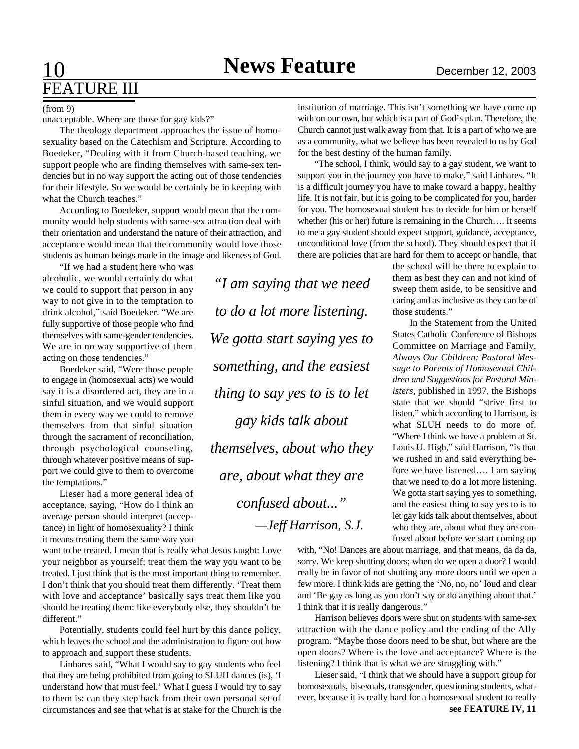## FEATURE III

(from 9)

unacceptable. Where are those for gay kids?"

The theology department approaches the issue of homosexuality based on the Catechism and Scripture. According to Boedeker, "Dealing with it from Church-based teaching, we support people who are finding themselves with same-sex tendencies but in no way support the acting out of those tendencies for their lifestyle. So we would be certainly be in keeping with what the Church teaches."

According to Boedeker, support would mean that the community would help students with same-sex attraction deal with their orientation and understand the nature of their attraction, and acceptance would mean that the community would love those students as human beings made in the image and likeness of God.

"If we had a student here who was alcoholic, we would certainly do what we could to support that person in any way to not give in to the temptation to drink alcohol," said Boedeker. "We are fully supportive of those people who find themselves with same-gender tendencies. We are in no way supportive of them acting on those tendencies."

Boedeker said, "Were those people to engage in (homosexual acts) we would say it is a disordered act, they are in a sinful situation, and we would support them in every way we could to remove themselves from that sinful situation through the sacrament of reconciliation, through psychological counseling, through whatever positive means of support we could give to them to overcome the temptations."

Lieser had a more general idea of acceptance, saying, "How do I think an average person should interpret (acceptance) in light of homosexuality? I think it means treating them the same way you want to be treated. I mean that is really what Jesus taught: Love your neighbor as yourself; treat them the way you want to be treated. I just think that is the most important thing to remember. I don't think that you should treat them differently. 'Treat them with love and acceptance' basically says treat them like you should be treating them: like everybody else, they shouldn't be different."

Potentially, students could feel hurt by this dance policy, which leaves the school and the administration to figure out how to approach and support these students.

Linhares said, "What I would say to gay students who feel that they are being prohibited from going to SLUH dances (is), 'I understand how that must feel.' What I guess I would try to say to them is: can they step back from their own personal set of circumstances and see that what is at stake for the Church is the institution of marriage. This isn't something we have come up with on our own, but which is a part of God's plan. Therefore, the Church cannot just walk away from that. It is a part of who we are as a community, what we believe has been revealed to us by God for the best destiny of the human family.

"The school, I think, would say to a gay student, we want to support you in the journey you have to make," said Linhares. "It is a difficult journey you have to make toward a happy, healthy life. It is not fair, but it is going to be complicated for you, harder for you. The homosexual student has to decide for him or herself whether (his or her) future is remaining in the Church…. It seems to me a gay student should expect support, guidance, acceptance, unconditional love (from the school). They should expect that if there are policies that are hard for them to accept or handle, that the school will be there to explain to them as best they can and not kind of sweep them aside, to be sensitive and caring and as inclusive as they can be of those students."

> *"I am saying that we need to do a lot more listening. We gotta start saying yes to something, and the easiest thing to say yes to is to let gay kids talk about themselves, about who they are, about what they are confused about..."*
> *—Jeff Harrison, S.J.*

In the Statement from the United States Catholic Conference of Bishops Committee on Marriage and Family, *Always Our Children: Pastoral Message to Parents of Homosexual Children and Suggestions for Pastoral Ministers*, published in 1997, the Bishops state that we should "strive first to listen," which according to Harrison, is what SLUH needs to do more of. "Where I think we have a problem at St. Louis U. High," said Harrison, "is that we rushed in and said everything before we have listened…. I am saying that we need to do a lot more listening. We gotta start saying yes to something, and the easiest thing to say yes to is to let gay kids talk about themselves, about who they are, about what they are confused about before we start coming up with, "No! Dances are about marriage, and that means, da da da, sorry. We keep shutting doors; when do we open a door? I would really be in favor of not shutting any more doors until we open a few more. I think kids are getting the 'No, no, no' loud and clear and 'Be gay as long as you don't say or do anything about that.' I think that it is really dangerous."

Harrison believes doors were shut on students with same-sex attraction with the dance policy and the ending of the Ally program. "Maybe those doors need to be shut, but where are the open doors? Where is the love and acceptance? Where is the listening? I think that is what we are struggling with."

Lieser said, "I think that we should have a support group for homosexuals, bisexuals, transgender, questioning students, whatever, because it is really hard for a homosexual student to really

**see FEATURE IV, 11**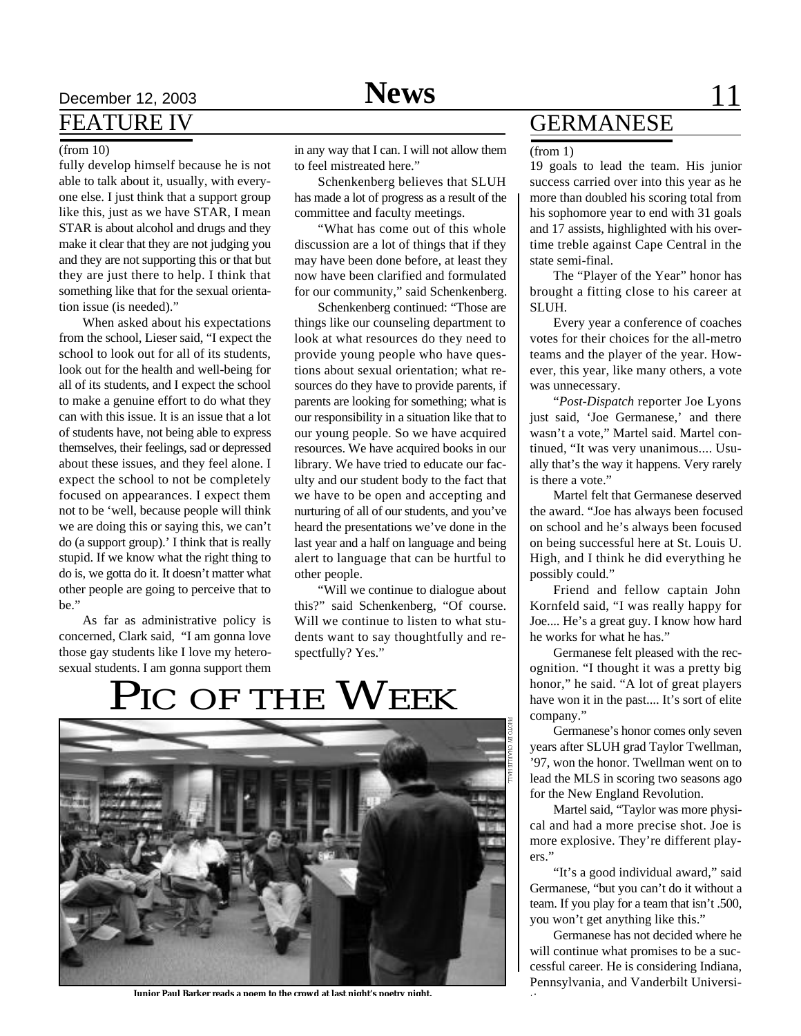## FEATURE IV

(from 10)

fully develop himself because he is not able to talk about it, usually, with everyone else. I just think that a support group like this, just as we have STAR, I mean STAR is about alcohol and drugs and they make it clear that they are not judging you and they are not supporting this or that but they are just there to help. I think that something like that for the sexual orientation issue (is needed)."

When asked about his expectations from the school, Lieser said, "I expect the school to look out for all of its students, look out for the health and well-being for all of its students, and I expect the school to make a genuine effort to do what they can with this issue. It is an issue that a lot of students have, not being able to express themselves, their feelings, sad or depressed about these issues, and they feel alone. I expect the school to not be completely focused on appearances. I expect them not to be 'well, because people will think we are doing this or saying this, we can't do (a support group).' I think that is really stupid. If we know what the right thing to do is, we gotta do it. It doesn't matter what other people are going to perceive that to be."

As far as administrative policy is concerned, Clark said, "I am gonna love those gay students like I love my heterosexual students. I am gonna support them in any way that I can. I will not allow them to feel mistreated here."

Schenkenberg believes that SLUH has made a lot of progress as a result of the committee and faculty meetings.

"What has come out of this whole discussion are a lot of things that if they may have been done before, at least they now have been clarified and formulated for our community," said Schenkenberg.

Schenkenberg continued: "Those are things like our counseling department to look at what resources do they need to provide young people who have questions about sexual orientation; what resources do they have to provide parents, if parents are looking for something; what is our responsibility in a situation like that to our young people. So we have acquired resources. We have acquired books in our library. We have tried to educate our faculty and our student body to the fact that we have to be open and accepting and nurturing of all of our students, and you've heard the presentations we've done in the last year and a half on language and being alert to language that can be hurtful to other people.

"Will we continue to dialogue about this?" said Schenkenberg, "Of course. Will we continue to listen to what students want to say thoughtfully and respectfully? Yes."

## PIC OF THE WEEK

PHOTO BY CHARLIE HALL

**Junior Paul Barker reads a poem to the crowd at last night's poetry night.**

## GERMANESE

(from 1)

19 goals to lead the team. His junior success carried over into this year as he more than doubled his scoring total from his sophomore year to end with 31 goals and 17 assists, highlighted with his overtime treble against Cape Central in the state semi-final.

The "Player of the Year" honor has brought a fitting close to his career at SLUH.

Every year a conference of coaches votes for their choices for the all-metro teams and the player of the year. However, this year, like many others, a vote was unnecessary.

"*Post-Dispatch* reporter Joe Lyons just said, 'Joe Germanese,' and there wasn't a vote," Martel said. Martel continued, "It was very unanimous.... Usually that's the way it happens. Very rarely is there a vote."

Martel felt that Germanese deserved the award. "Joe has always been focused on school and he's always been focused on being successful here at St. Louis U. High, and I think he did everything he possibly could."

Friend and fellow captain John Kornfeld said, "I was really happy for Joe.... He's a great guy. I know how hard he works for what he has."

Germanese felt pleased with the recognition. "I thought it was a pretty big honor," he said. "A lot of great players have won it in the past.... It's sort of elite company."

Germanese's honor comes only seven years after SLUH grad Taylor Twellman, '97, won the honor. Twellman went on to lead the MLS in scoring two seasons ago for the New England Revolution.

Martel said, "Taylor was more physical and had a more precise shot. Joe is more explosive. They're different players."

"It's a good individual award," said Germanese, "but you can't do it without a team. If you play for a team that isn't .500, you won't get anything like this."

Germanese has not decided where he will continue what promises to be a successful career. He is considering Indiana, Pennsylvania, and Vanderbilt Universi-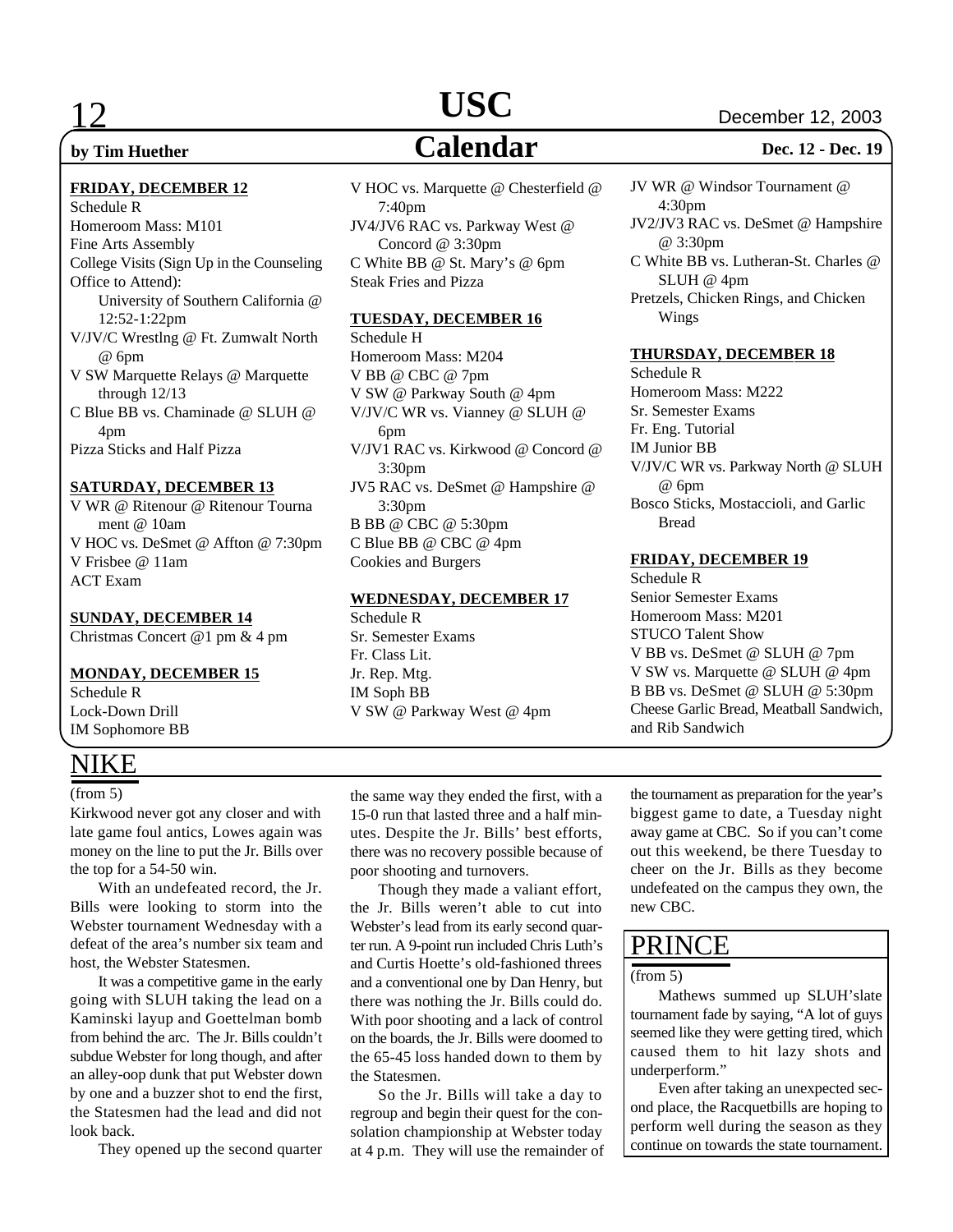# USC Calendar

**by Tim Huether**

**Dec. 12 - Dec. 19**

**FRIDAY, DECEMBER 12**
Schedule R
Homeroom Mass: M101
Fine Arts Assembly
College Visits (Sign Up in the Counseling Office to Attend):
University of Southern California @ 12:52-1:22pm
V/JV/C Wrestlng @ Ft. Zumwalt North @ 6pm
V SW Marquette Relays @ Marquette through 12/13
C Blue BB vs. Chaminade @ SLUH @ 4pm
Pizza Sticks and Half Pizza

**SATURDAY, DECEMBER 13**
V WR @ Ritenour @ Ritenour Tournament @ 10am
V HOC vs. DeSmet @ Affton @ 7:30pm
V Frisbee @ 11am
ACT Exam

**SUNDAY, DECEMBER 14**
Christmas Concert @1 pm & 4 pm

**MONDAY, DECEMBER 15**
Schedule R
Lock-Down Drill
IM Sophomore BB
V HOC vs. Marquette @ Chesterfield @ 7:40pm
JV4/JV6 RAC vs. Parkway West @ Concord @ 3:30pm
C White BB @ St. Mary's @ 6pm
Steak Fries and Pizza

**TUESDAY, DECEMBER 16**
Schedule H
Homeroom Mass: M204
V BB @ CBC @ 7pm
V SW @ Parkway South @ 4pm
V/JV/C WR vs. Vianney @ SLUH @ 6pm
V/JV1 RAC vs. Kirkwood @ Concord @ 3:30pm
JV5 RAC vs. DeSmet @ Hampshire @ 3:30pm
B BB @ CBC @ 5:30pm
C Blue BB @ CBC @ 4pm
Cookies and Burgers

**WEDNESDAY, DECEMBER 17**
Schedule R
Sr. Semester Exams
Fr. Class Lit.
Jr. Rep. Mtg.
IM Soph BB
V SW @ Parkway West @ 4pm
JV WR @ Windsor Tournament @ 4:30pm
JV2/JV3 RAC vs. DeSmet @ Hampshire @ 3:30pm
C White BB vs. Lutheran-St. Charles @ SLUH @ 4pm
Pretzels, Chicken Rings, and Chicken Wings

**THURSDAY, DECEMBER 18**
Schedule R
Homeroom Mass: M222
Sr. Semester Exams
Fr. Eng. Tutorial
IM Junior BB
V/JV/C WR vs. Parkway North @ SLUH @ 6pm
Bosco Sticks, Mostaccioli, and Garlic Bread

**FRIDAY, DECEMBER 19**
Schedule R
Senior Semester Exams
Homeroom Mass: M201
STUCO Talent Show
V BB vs. DeSmet @ SLUH @ 7pm
V SW vs. Marquette @ SLUH @ 4pm
B BB vs. DeSmet @ SLUH @ 5:30pm
Cheese Garlic Bread, Meatball Sandwich, and Rib Sandwich

## NIKE

(from 5)

Kirkwood never got any closer and with late game foul antics, Lowes again was money on the line to put the Jr. Bills over the top for a 54-50 win.

With an undefeated record, the Jr. Bills were looking to storm into the Webster tournament Wednesday with a defeat of the area's number six team and host, the Webster Statesmen.

It was a competitive game in the early going with SLUH taking the lead on a Kaminski layup and Goettelman bomb from behind the arc. The Jr. Bills couldn't subdue Webster for long though, and after an alley-oop dunk that put Webster down by one and a buzzer shot to end the first, the Statesmen had the lead and did not look back.

They opened up the second quarter the same way they ended the first, with a 15-0 run that lasted three and a half minutes. Despite the Jr. Bills' best efforts, there was no recovery possible because of poor shooting and turnovers.

Though they made a valiant effort, the Jr. Bills weren't able to cut into Webster's lead from its early second quarter run. A 9-point run included Chris Luth's and Curtis Hoette's old-fashioned threes and a conventional one by Dan Henry, but there was nothing the Jr. Bills could do. With poor shooting and a lack of control on the boards, the Jr. Bills were doomed to the 65-45 loss handed down to them by the Statesmen.

So the Jr. Bills will take a day to regroup and begin their quest for the consolation championship at Webster today at 4 p.m. They will use the remainder of the tournament as preparation for the year's biggest game to date, a Tuesday night away game at CBC. So if you can't come out this weekend, be there Tuesday to cheer on the Jr. Bills as they become undefeated on the campus they own, the new CBC.

## PRINCE

(from 5)

Mathews summed up SLUH'slate tournament fade by saying, "A lot of guys seemed like they were getting tired, which caused them to hit lazy shots and underperform."

Even after taking an unexpected second place, the Racquetbills are hoping to perform well during the season as they continue on towards the state tournament.